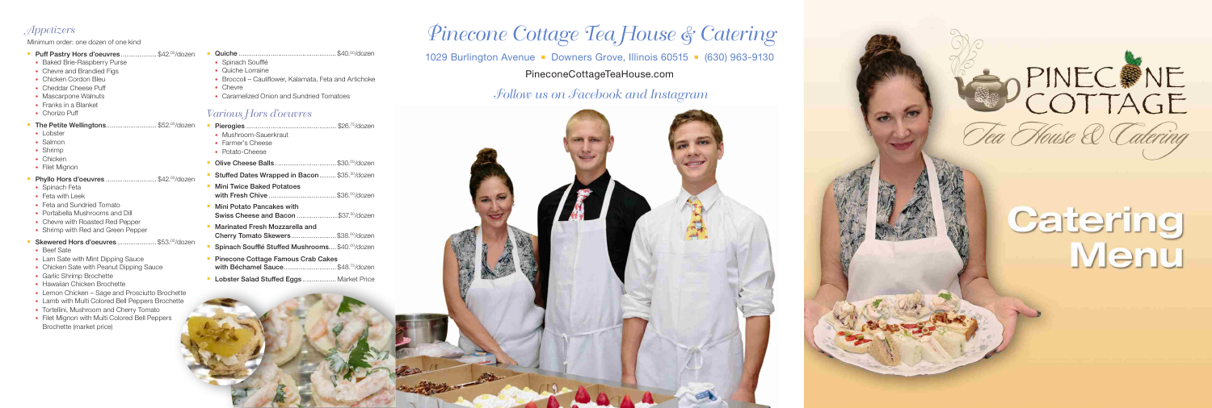## *Appetizers*

Minimum order: one dozen of one kind

- **Puff Pastry Hors d'oeuvres** ..................... $42.00/dozen
  - Baked Brie-Raspberry Purse
  - Chevre and Brandied Figs
  - Chicken Cordon Bleu
  - Cheddar Cheese Puff
  - Mascarpone Walnuts
  - Franks in a Blanket
  - Chorizo Puff
- **The Petite Wellingtons** ............................ $52.00/dozen
  - Lobster
  - Salmon
  - Shrimp
  - Chicken
  - Filet Mignon
- **Phyllo Hors d'oeuvres** ............................ $42.00/dozen
  - Spinach Feta
  - Feta with Leek
  - Feta and Sundried Tomato
  - Portabella Mushrooms and Dill
  - Chevre with Roasted Red Pepper
  - Shrimp with Red and Green Pepper
- **Skewered Hors d'oeuvres** ...................... $53.00/dozen
  - Beef Sate
  - Lam Sate with Mint Dipping Sauce
  - Chicken Sate with Peanut Dipping Sauce
  - Garlic Shrimp Brochette
  - Hawaiian Chicken Brochette
  - Lemon Chicken – Sage and Prosciutto Brochette
  - Lamb with Multi Colored Bell Peppers Brochette
  - Tortellini, Mushroom and Cherry Tomato
  - Filet Mignon with Multi Colored Bell Peppers Brochette (market price)
- **Quiche** ...................................................... $40.00/dozen
  - Spinach Soufflé
  - Quiche Lorraine
  - Broccoli – Cauliflower, Kalamata, Feta and Artichoke
  - Chevre
  - Caramelized Onion and Sundried Tomatoes

## *Various Hors d'oeuvres*

- **Pierogies** .................................................. $26.75/dozen
  - Mushroom-Sauerkraut
  - Farmer's Cheese
  - Potato-Cheese
- **Olive Cheese Balls** .................................. $30.00/dozen
- **Stuffed Dates Wrapped in Bacon** .......... $35.00/dozen
- **Mini Twice Baked Potatoes with Fresh Chive** ...................................... $36.00/dozen
- **Mini Potato Pancakes with Swiss Cheese and Bacon** ........................ $37.50/dozen
- **Marinated Fresh Mozzarella and Cherry Tomato Skewers** ......................... $38.00/dozen
- **Spinach Soufflé Stuffed Mushrooms** .... $40.00/dozen
- **Pinecone Cottage Famous Crab Cakes with Béchamel Sauce** ............................. $48.75/dozen
- **Lobster Salad Stuffed Eggs** .................. Market Price

# *Pinecone Cottage Tea House & Catering*

1029 Burlington Avenue ▪ Downers Grove, Illinois 60515 ▪ (630) 963-9130

PineconeCottageTeaHouse.com

*Follow us on Facebook and Instagram*

PINECONE COTTAGE

*Tea House & Catering*

# Catering Menu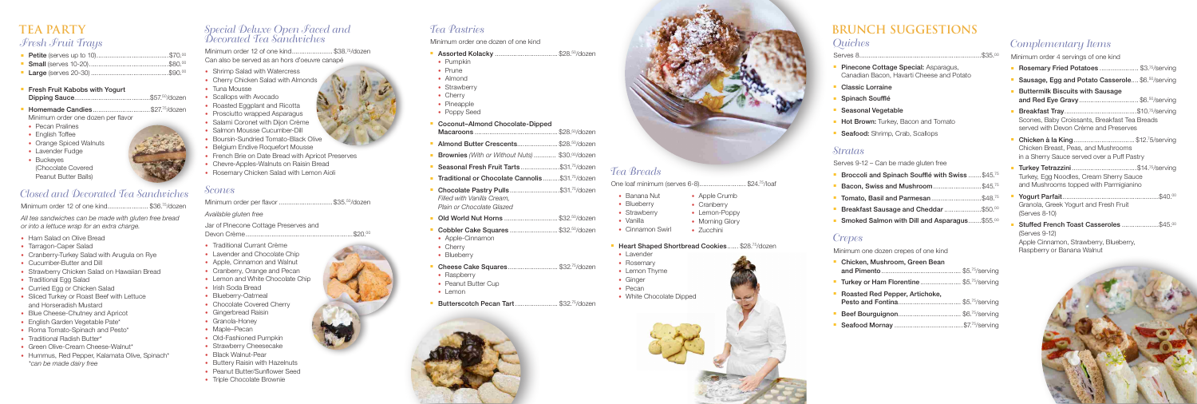# TEA PARTY

## Fresh Fruit Trays

- **Petite** (serves up to 10) ........................................ $70.[50]
- **Small** (serves 10-20) ............................................ $80.[00]
- **Large** (serves 20-30) ............................................ $90.[00]

- **Fresh Fruit Kabobs with Yogurt Dipping Sauce** ............................ $57.[50]/dozen
- **Homemade Candies** ............................ $27.[75]/dozen
  Minimum order one dozen per flavor
  - Pecan Pralines
  - English Toffee
  - Orange Spiced Walnuts
  - Lavender Fudge
  - Buckeyes (Chocolate Covered Peanut Butter Balls)

## Closed and Decorated Tea Sandwiches

Minimum order 12 of one kind ...................... $36.[75]/dozen

*All tea sandwiches can be made with gluten free bread or into a lettuce wrap for an extra charge.*

- Ham Salad on Olive Bread
- Tarragon-Caper Salad
- Cranberry-Turkey Salad with Arugula on Rye
- Cucumber-Butter and Dill
- Strawberry Chicken Salad on Hawaiian Bread
- Traditional Egg Salad
- Curried Egg or Chicken Salad
- Sliced Turkey or Roast Beef with Lettuce and Horseradish Mustard
- Blue Cheese-Chutney and Apricot
- English Garden Vegetable Pate*
- Roma Tomato-Spinach and Pesto*
- Traditional Radish Butter*
- Green Olive-Cream Cheese-Walnut*
- Hummus, Red Pepper, Kalamata Olive, Spinach*
  *can be made dairy free

## Special Deluxe Open Faced and Decorated Tea Sandwiches

Minimum order 12 of one kind ...................... $38.[75]/dozen
Can also be served as an hors d'oeuvre canapé

- Shrimp Salad with Watercress
- Cherry Chicken Salad with Almonds
- Tuna Mousse
- Scallops with Avocado
- Roasted Eggplant and Ricotta
- Prosciutto wrapped Asparagus
- Salami Coronet with Dijon Crème
- Salmon Mousse Cucumber-Dill
- Boursin-Sundried Tomato-Black Olive
- Belgium Endive Roquefort Mousse
- French Brie on Date Bread with Apricot Preserves
- Chevre-Apples-Walnuts on Raisin Bread
- Rosemary Chicken Salad with Lemon Aioli

## Scones

Minimum order per flavor ............................ $35.[00]/dozen

*Available gluten free*

Jar of Pinecone Cottage Preserves and Devon Crème ........................................................ $20.[00]

- Traditional Currant Crème
- Lavender and Chocolate Chip
- Apple, Cinnamon and Walnut
- Cranberry, Orange and Pecan
- Lemon and White Chocolate Chip
- Irish Soda Bread
- Blueberry-Oatmeal
- Chocolate Covered Cherry
- Gingerbread Raisin
- Granola-Honey
- Maple–Pecan
- Old-Fashioned Pumpkin
- Strawberry Cheesecake
- Black Walnut-Pear
- Buttery Raisin with Hazelnuts
- Peanut Butter/Sunflower Seed
- Triple Chocolate Brownie

## Tea Pastries

Minimum order one dozen of one kind

- **Assorted Kolacky** .................................. $28.[50]/dozen
  - Pumpkin
  - Prune
  - Almond
  - Strawberry
  - Cherry
  - Pineapple
  - Poppy Seed
- **Coconut–Almond Chocolate-Dipped Macaroons** ........................................... $28.[50]/dozen
- **Almond Butter Crescents** ...................... $28.[50]/dozen
- **Brownies** *(With or Without Nuts)* ............ $30.[00]/dozen
- **Seasonal Fresh Fruit Tarts** .................... $31.[75]/dozen
- **Traditional or Chocolate Cannolis** ......... $31.[75]/dozen
- **Chocolate Pastry Puffs** ......................... $31.[75]/dozen
  *Filled with Vanilla Cream, Plain or Chocolate Glazed*
- **Old World Nut Horns** ............................ $32.[00]/dozen
- **Cobbler Cake Squares** .......................... $32.[00]/dozen
  - Apple-Cinnamon
  - Cherry
  - Blueberry
- **Cheese Cake Squares** ............................ $32.[75]/dozen
  - Raspberry
  - Peanut Butter Cup
  - Lemon
- **Butterscotch Pecan Tart** ........................ $32.[75]/dozen

## Tea Breads

One loaf minimum (serves 6-8) ........................ $24.[75]/loaf

- Banana Nut
- Blueberry
- Strawberry
- Vanilla
- Cinnamon Swirl
- Apple Crumb
- Cranberry
- Lemon-Poppy
- Morning Glory
- Zucchini

- **Heart Shaped Shortbread Cookies** ....... $28.[75]/dozen
  - Lavender
  - Rosemary
  - Lemon Thyme
  - Ginger
  - Pecan
  - White Chocolate Dipped

# BRUNCH SUGGESTIONS

## Quiches

Serves 8 .................................................................. $35.[00]

- **Pinecone Cottage Special:** Asparagus, Canadian Bacon, Havarti Cheese and Potato
- **Classic Lorraine**
- **Spinach Soufflé**
- **Seasonal Vegetable**
- **Hot Brown:** Turkey, Bacon and Tomato
- **Seafood:** Shrimp, Crab, Scallops

## Stratas

Serves 9-12 – Can be made gluten free

- **Broccoli and Spinach Soufflé with Swiss** ....... $45.[75]
- **Bacon, Swiss and Mushroom** ......................... $45.[75]
- **Tomato, Basil and Parmesan** ........................ $48.[75]
- **Breakfast Sausage and Cheddar** ................... $50.[00]
- **Smoked Salmon with Dill and Asparagus** ....... $55.[00]

## Crepes

Minimum one dozen crepes of one kind

- **Chicken, Mushroom, Green Bean and Pimento** ........................................ $5.[75]/serving
- **Turkey or Ham Florentine** ...................... $5.[75]/serving
- **Roasted Red Pepper, Artichoke, Pesto and Fontina** ................................ $5.[75]/serving
- **Beef Bourguignon** ................................. $6.[75]/serving
- **Seafood Mornay** ...................................... $7.[75]/serving

## Complementary Items

Minimum order 4 servings of one kind

- **Rosemary Fried Potatoes** ...................... $3.[75]/serving
- **Sausage, Egg and Potato Casserole** .... $6.[50]/serving
- **Buttermilk Biscuits with Sausage and Red Eye Gravy** .............................. $6.[50]/serving
- **Breakfast Tray** ..................................... $10.[75]/serving
  Scones, Baby Croissants, Breakfast Tea Breads served with Devon Crème and Preserves
- **Chicken à la King** ................................ $12.[75]/serving
  Chicken Breast, Peas, and Mushrooms in a Sherry Sauce served over a Puff Pastry
- **Turkey Tetrazzini** .................................. $14.[75]/serving
  Turkey, Egg Noodles, Cream Sherry Sauce and Mushrooms topped with Parmigianino
- **Yogurt Parfait** ...................................................... $40.[00]
  Granola, Greek Yogurt and Fresh Fruit (Serves 8-10)
- **Stuffed French Toast Casseroles** .................... $45.[00]
  (Serves 9-12)
  Apple Cinnamon, Strawberry, Blueberry, Raspberry or Banana Walnut